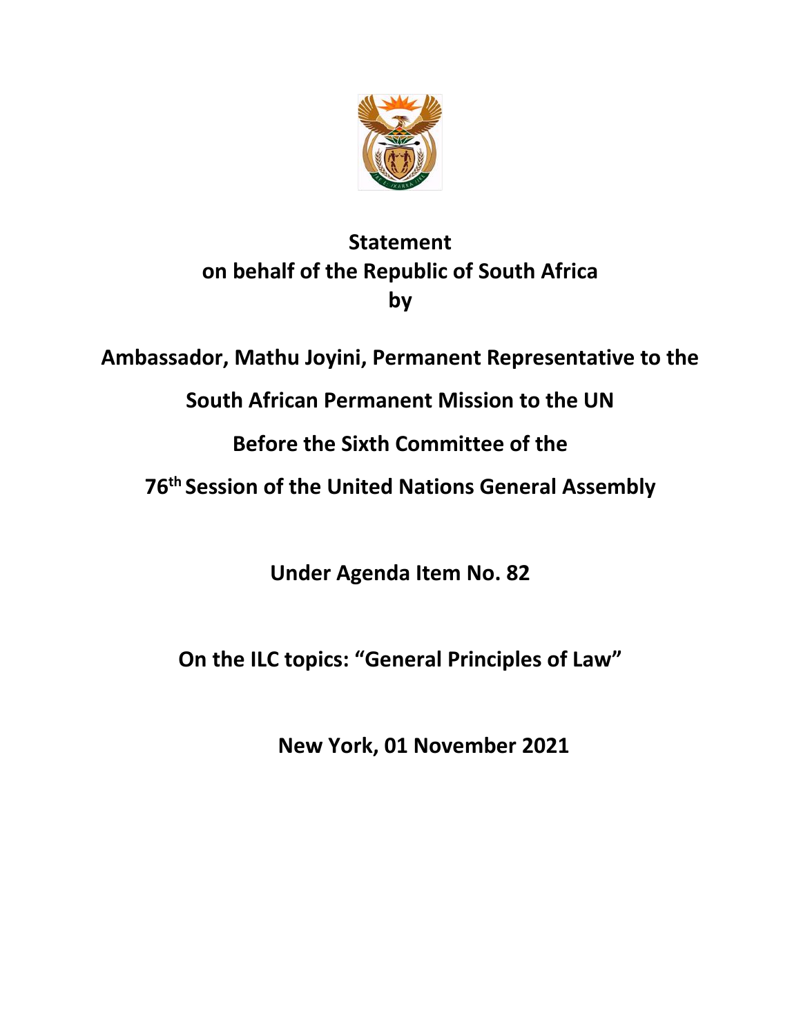**Statement**
**on behalf of the Republic of South Africa**
**by**

**Ambassador, Mathu Joyini, Permanent Representative to the**

**South African Permanent Mission to the UN**

**Before the Sixth Committee of the**

**76th Session of the United Nations General Assembly**

**Under Agenda Item No. 82**

**On the ILC topics: "General Principles of Law"**

**New York, 01 November 2021**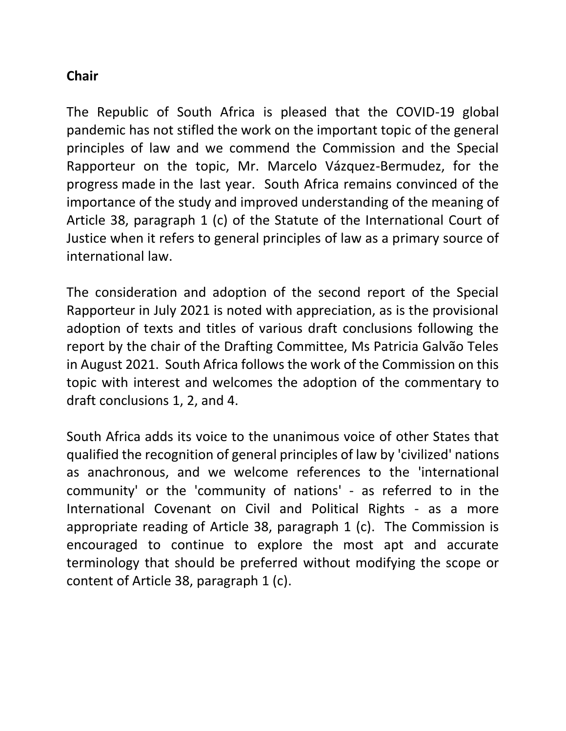**Chair**

The Republic of South Africa is pleased that the COVID-19 global pandemic has not stifled the work on the important topic of the general principles of law and we commend the Commission and the Special Rapporteur on the topic, Mr. Marcelo Vázquez-Bermudez, for the progress made in the last year. South Africa remains convinced of the importance of the study and improved understanding of the meaning of Article 38, paragraph 1 (c) of the Statute of the International Court of Justice when it refers to general principles of law as a primary source of international law.

The consideration and adoption of the second report of the Special Rapporteur in July 2021 is noted with appreciation, as is the provisional adoption of texts and titles of various draft conclusions following the report by the chair of the Drafting Committee, Ms Patricia Galvão Teles in August 2021. South Africa follows the work of the Commission on this topic with interest and welcomes the adoption of the commentary to draft conclusions 1, 2, and 4.

South Africa adds its voice to the unanimous voice of other States that qualified the recognition of general principles of law by 'civilized' nations as anachronous, and we welcome references to the 'international community' or the 'community of nations' - as referred to in the International Covenant on Civil and Political Rights - as a more appropriate reading of Article 38, paragraph 1 (c). The Commission is encouraged to continue to explore the most apt and accurate terminology that should be preferred without modifying the scope or content of Article 38, paragraph 1 (c).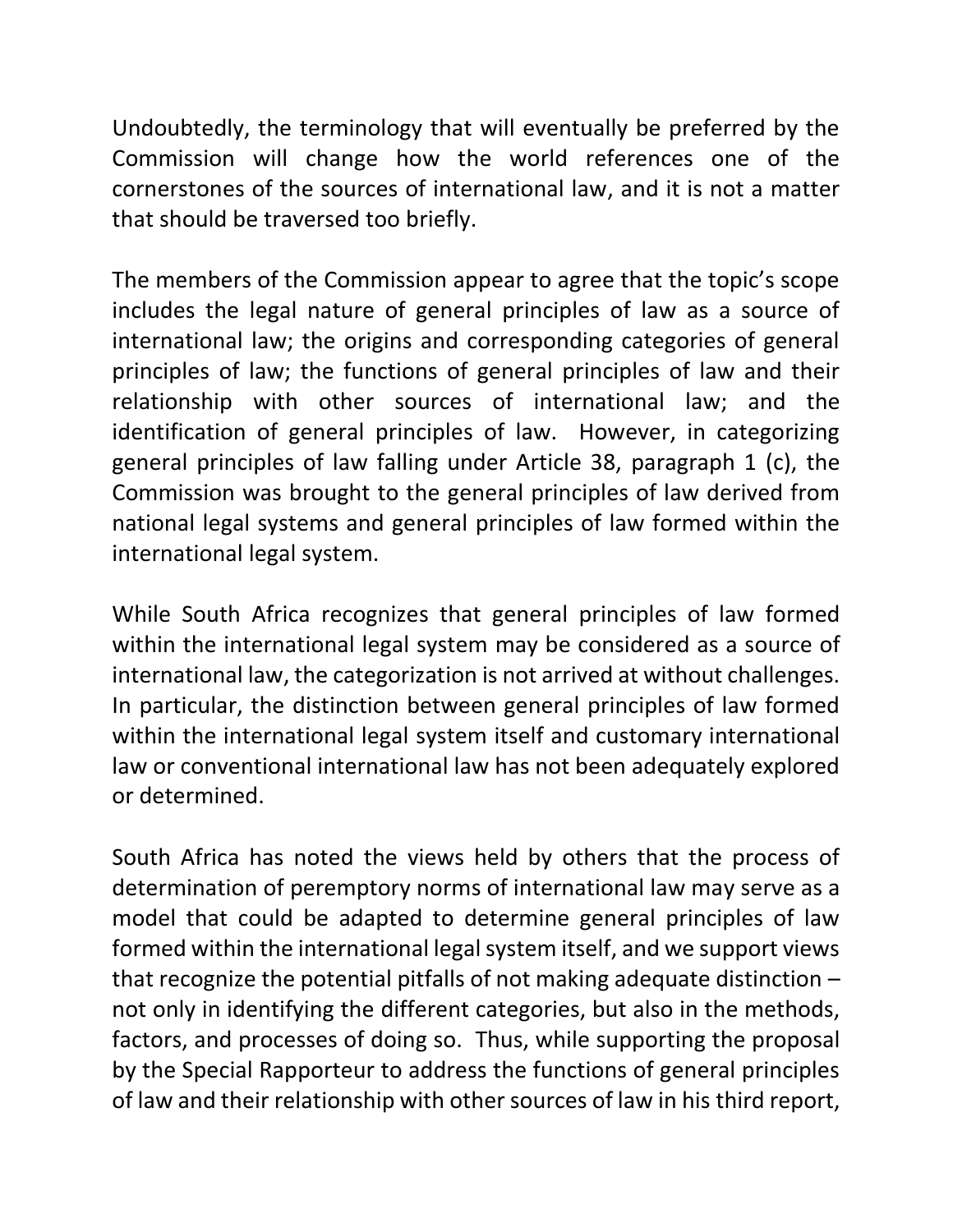Undoubtedly, the terminology that will eventually be preferred by the Commission will change how the world references one of the cornerstones of the sources of international law, and it is not a matter that should be traversed too briefly.

The members of the Commission appear to agree that the topic's scope includes the legal nature of general principles of law as a source of international law; the origins and corresponding categories of general principles of law; the functions of general principles of law and their relationship with other sources of international law; and the identification of general principles of law. However, in categorizing general principles of law falling under Article 38, paragraph 1 (c), the Commission was brought to the general principles of law derived from national legal systems and general principles of law formed within the international legal system.

While South Africa recognizes that general principles of law formed within the international legal system may be considered as a source of international law, the categorization is not arrived at without challenges. In particular, the distinction between general principles of law formed within the international legal system itself and customary international law or conventional international law has not been adequately explored or determined.

South Africa has noted the views held by others that the process of determination of peremptory norms of international law may serve as a model that could be adapted to determine general principles of law formed within the international legal system itself, and we support views that recognize the potential pitfalls of not making adequate distinction – not only in identifying the different categories, but also in the methods, factors, and processes of doing so. Thus, while supporting the proposal by the Special Rapporteur to address the functions of general principles of law and their relationship with other sources of law in his third report,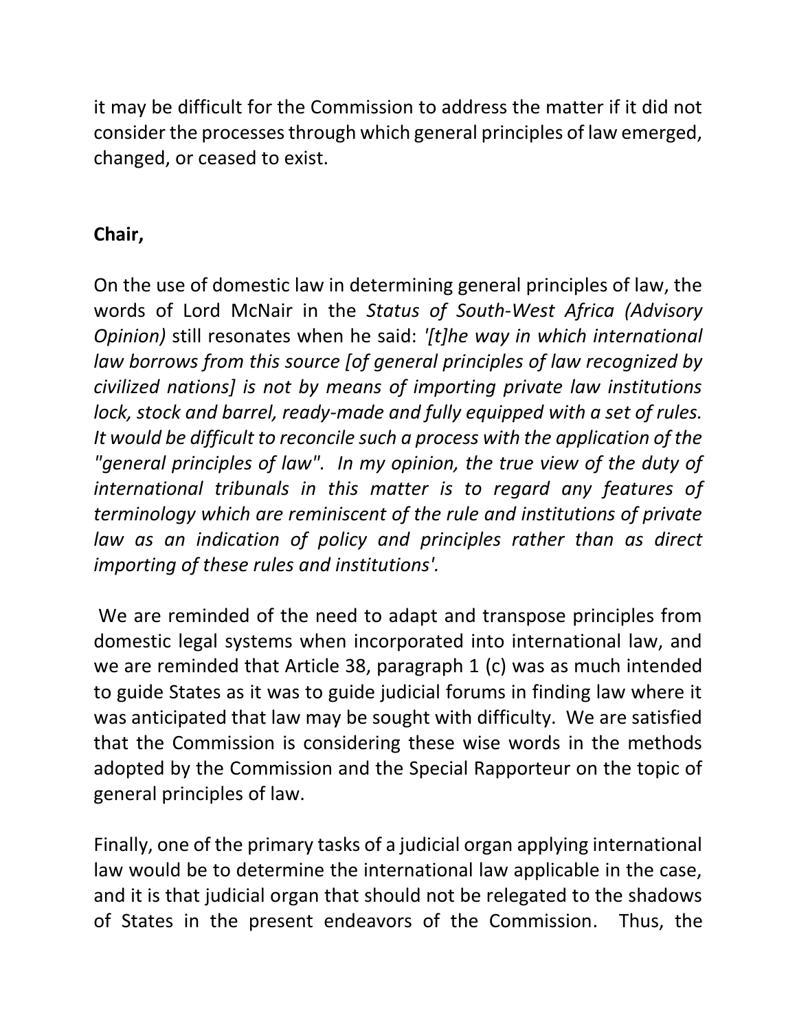it may be difficult for the Commission to address the matter if it did not consider the processes through which general principles of law emerged, changed, or ceased to exist.

**Chair,**

On the use of domestic law in determining general principles of law, the words of Lord McNair in the *Status of South-West Africa (Advisory Opinion)* still resonates when he said: *'[t]he way in which international law borrows from this source [of general principles of law recognized by civilized nations] is not by means of importing private law institutions lock, stock and barrel, ready-made and fully equipped with a set of rules. It would be difficult to reconcile such a process with the application of the "general principles of law". In my opinion, the true view of the duty of international tribunals in this matter is to regard any features of terminology which are reminiscent of the rule and institutions of private law as an indication of policy and principles rather than as direct importing of these rules and institutions'.*

We are reminded of the need to adapt and transpose principles from domestic legal systems when incorporated into international law, and we are reminded that Article 38, paragraph 1 (c) was as much intended to guide States as it was to guide judicial forums in finding law where it was anticipated that law may be sought with difficulty. We are satisfied that the Commission is considering these wise words in the methods adopted by the Commission and the Special Rapporteur on the topic of general principles of law.

Finally, one of the primary tasks of a judicial organ applying international law would be to determine the international law applicable in the case, and it is that judicial organ that should not be relegated to the shadows of States in the present endeavors of the Commission. Thus, the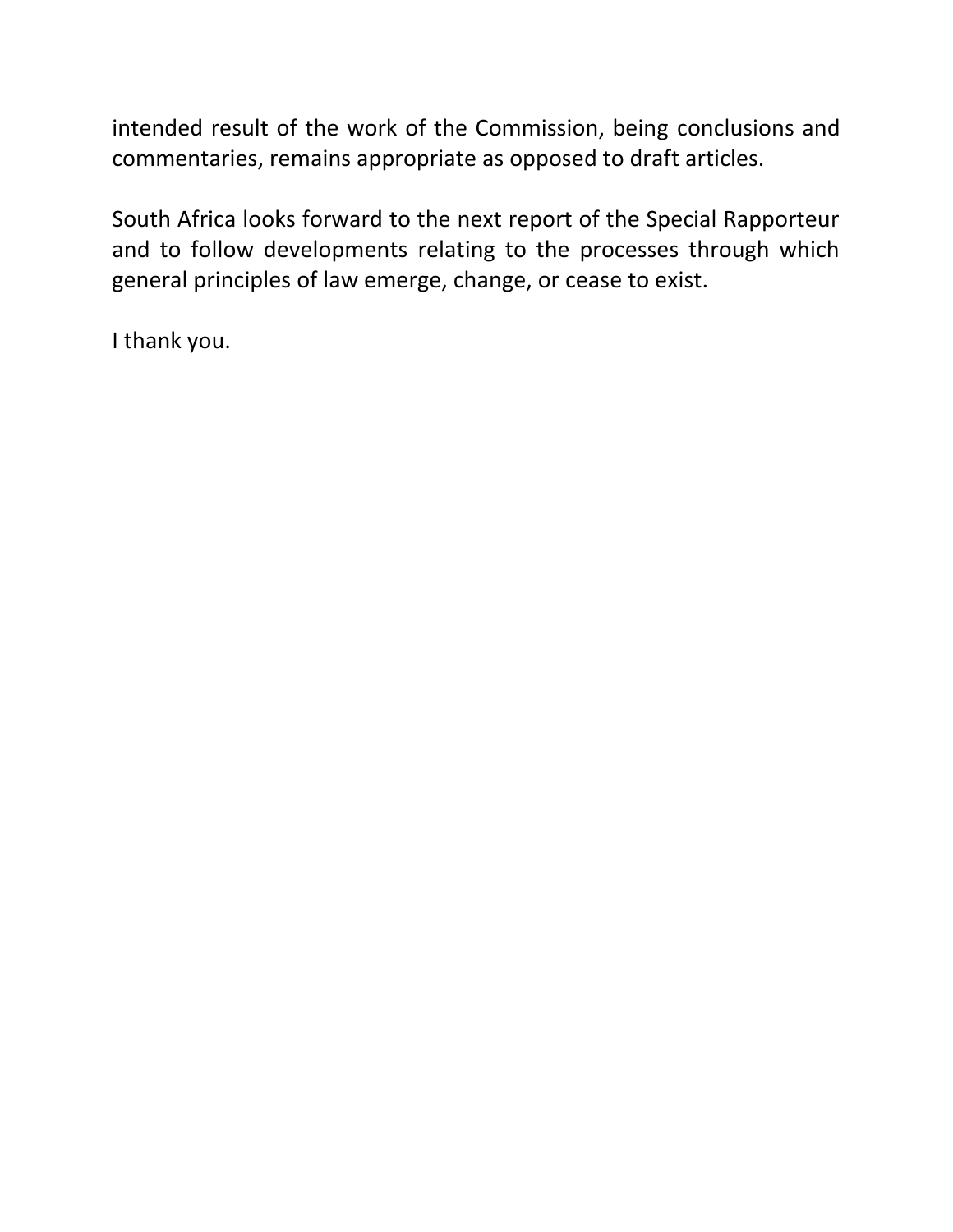intended result of the work of the Commission, being conclusions and commentaries, remains appropriate as opposed to draft articles.

South Africa looks forward to the next report of the Special Rapporteur and to follow developments relating to the processes through which general principles of law emerge, change, or cease to exist.

I thank you.